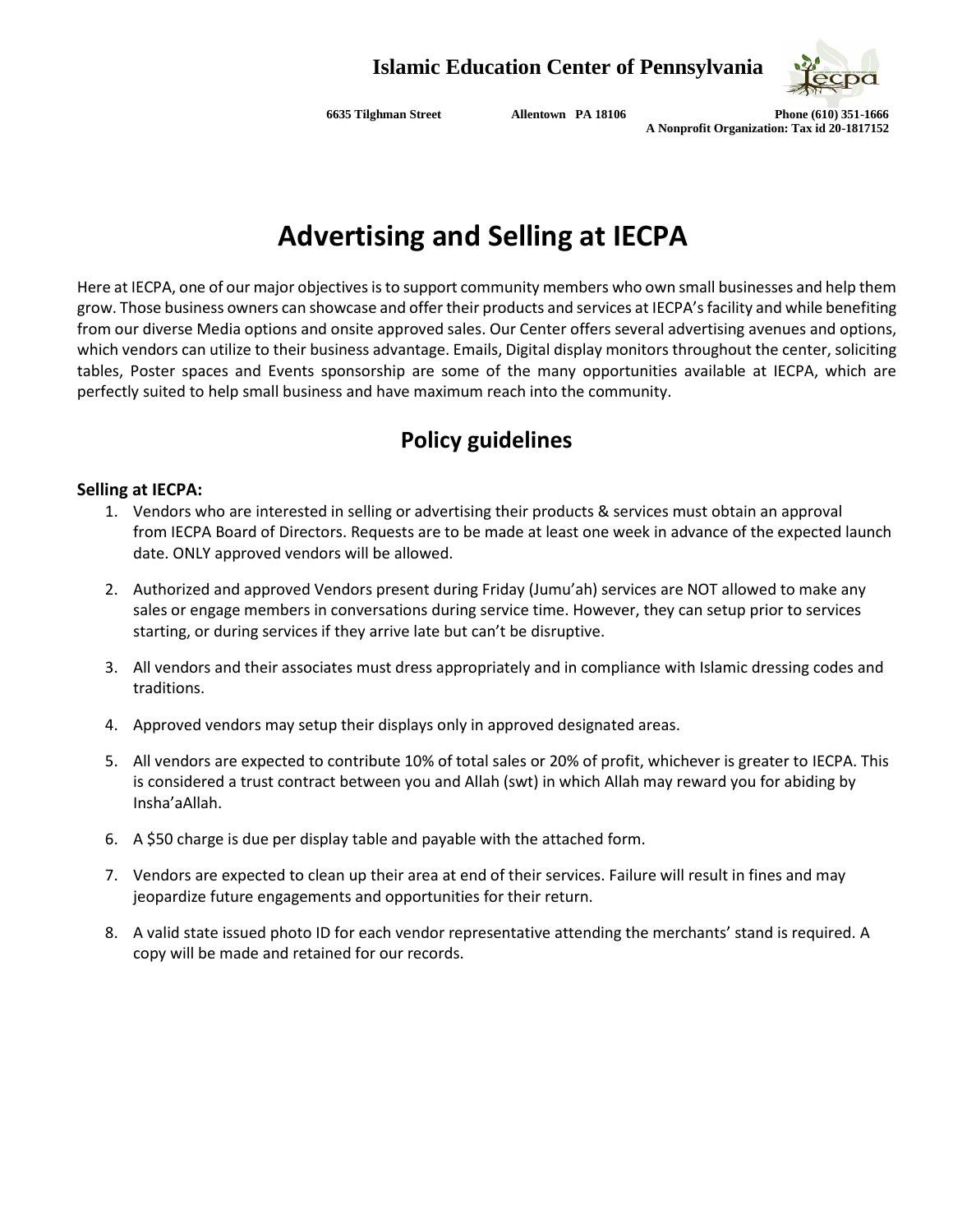**Islamic Education Center of Pennsylvania**

**6635 Tilghman Street Allentown PA 18106 Phone (610) 351-1666**
**A Nonprofit Organization: Tax id 20-1817152**

# Advertising and Selling at IECPA

Here at IECPA, one of our major objectives is to support community members who own small businesses and help them grow. Those business owners can showcase and offer their products and services at IECPA's facility and while benefiting from our diverse Media options and onsite approved sales. Our Center offers several advertising avenues and options, which vendors can utilize to their business advantage. Emails, Digital display monitors throughout the center, soliciting tables, Poster spaces and Events sponsorship are some of the many opportunities available at IECPA, which are perfectly suited to help small business and have maximum reach into the community.

## Policy guidelines

**Selling at IECPA:**

1. Vendors who are interested in selling or advertising their products & services must obtain an approval from IECPA Board of Directors. Requests are to be made at least one week in advance of the expected launch date. ONLY approved vendors will be allowed.

2. Authorized and approved Vendors present during Friday (Jumu'ah) services are NOT allowed to make any sales or engage members in conversations during service time. However, they can setup prior to services starting, or during services if they arrive late but can't be disruptive.

3. All vendors and their associates must dress appropriately and in compliance with Islamic dressing codes and traditions.

4. Approved vendors may setup their displays only in approved designated areas.

5. All vendors are expected to contribute 10% of total sales or 20% of profit, whichever is greater to IECPA. This is considered a trust contract between you and Allah (swt) in which Allah may reward you for abiding by Insha'aAllah.

6. A $50 charge is due per display table and payable with the attached form.

7. Vendors are expected to clean up their area at end of their services. Failure will result in fines and may jeopardize future engagements and opportunities for their return.

8. A valid state issued photo ID for each vendor representative attending the merchants' stand is required. A copy will be made and retained for our records.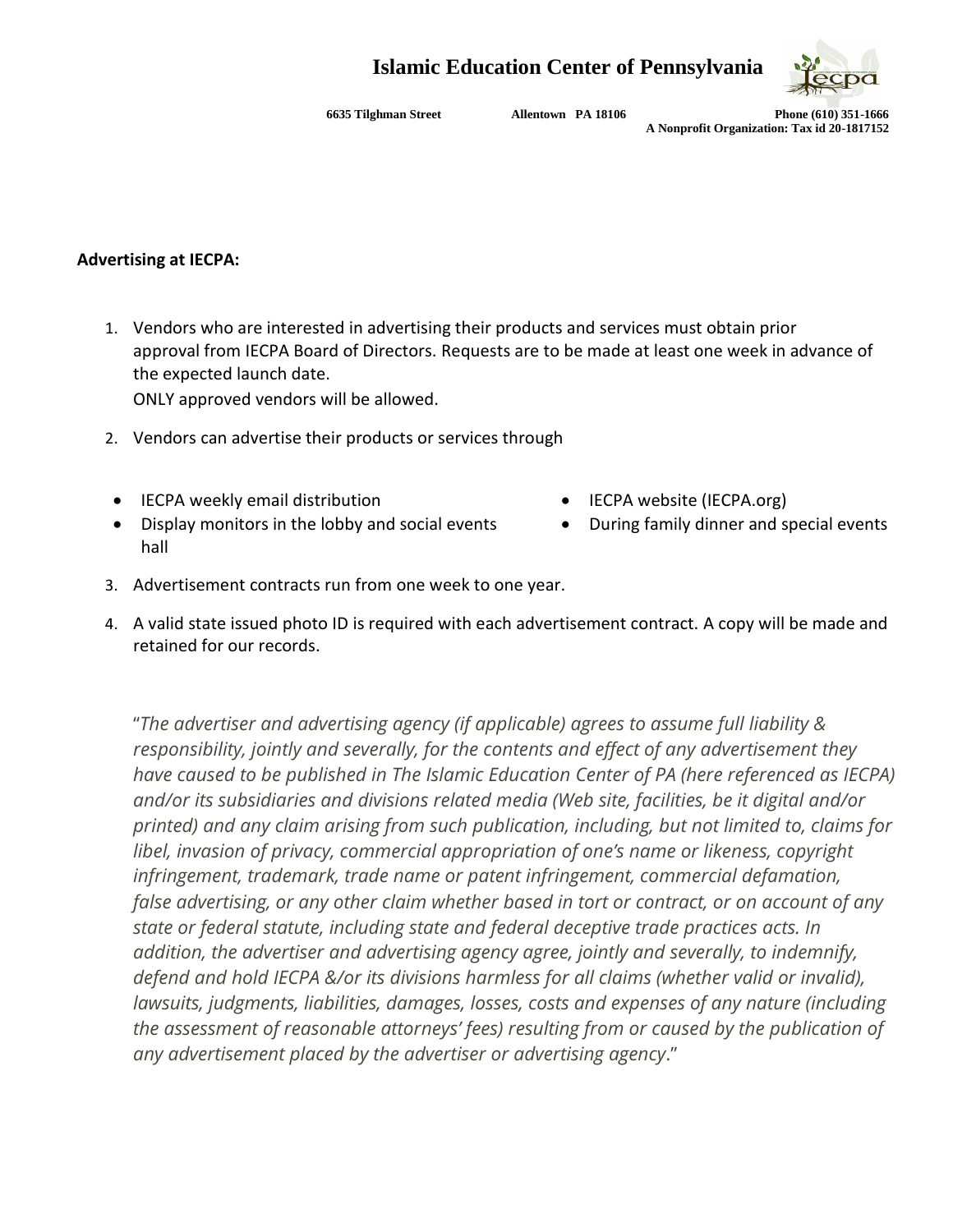# Islamic Education Center of Pennsylvania

**6635 Tilghman Street Allentown PA 18106 Phone (610) 351-1666**
**A Nonprofit Organization: Tax id 20-1817152**

**Advertising at IECPA:**

1. Vendors who are interested in advertising their products and services must obtain prior approval from IECPA Board of Directors. Requests are to be made at least one week in advance of the expected launch date.
   ONLY approved vendors will be allowed.
2. Vendors can advertise their products or services through
   - IECPA weekly email distribution
   - Display monitors in the lobby and social events hall
   - IECPA website (IECPA.org)
   - During family dinner and special events
3. Advertisement contracts run from one week to one year.
4. A valid state issued photo ID is required with each advertisement contract. A copy will be made and retained for our records.

"*The advertiser and advertising agency (if applicable) agrees to assume full liability & responsibility, jointly and severally, for the contents and effect of any advertisement they have caused to be published in The Islamic Education Center of PA (here referenced as IECPA) and/or its subsidiaries and divisions related media (Web site, facilities, be it digital and/or printed) and any claim arising from such publication, including, but not limited to, claims for libel, invasion of privacy, commercial appropriation of one's name or likeness, copyright infringement, trademark, trade name or patent infringement, commercial defamation, false advertising, or any other claim whether based in tort or contract, or on account of any state or federal statute, including state and federal deceptive trade practices acts. In addition, the advertiser and advertising agency agree, jointly and severally, to indemnify, defend and hold IECPA &/or its divisions harmless for all claims (whether valid or invalid), lawsuits, judgments, liabilities, damages, losses, costs and expenses of any nature (including the assessment of reasonable attorneys' fees) resulting from or caused by the publication of any advertisement placed by the advertiser or advertising agency*."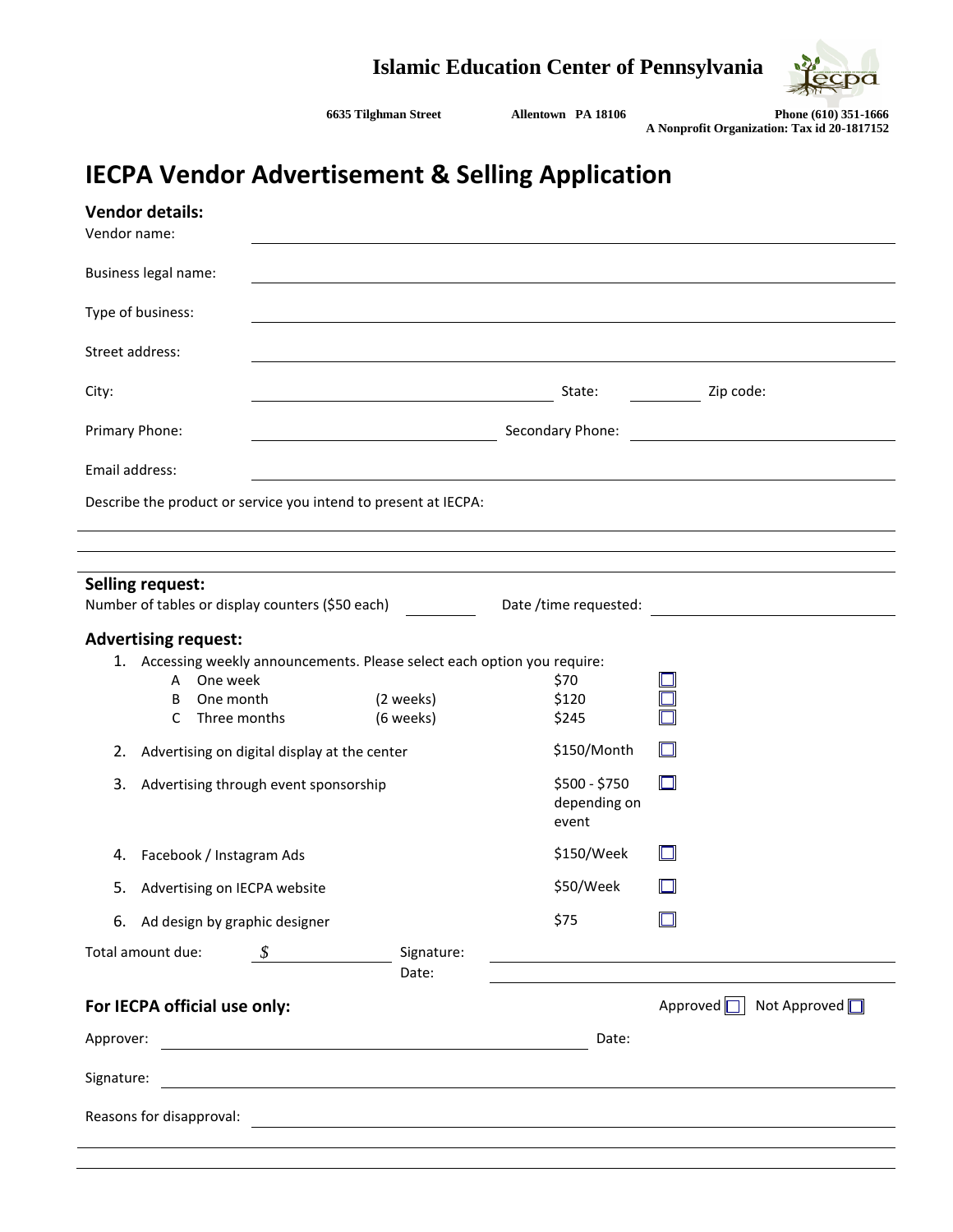**Islamic Education Center of Pennsylvania**

**6635 Tilghman Street** **Allentown PA 18106** **Phone (610) 351-1666**
**A Nonprofit Organization: Tax id 20-1817152**

# IECPA Vendor Advertisement & Selling Application

## Vendor details:

Vendor name: ____________________

Business legal name: ____________________

Type of business: ____________________

Street address: ____________________

City: ____________________ State: __________ Zip code: __________

Primary Phone: ____________________ Secondary Phone: ____________________

Email address: ____________________

Describe the product or service you intend to present at IECPA:

____________________

____________________

____________________

## Selling request:

Number of tables or display counters ($50 each) __________ Date /time requested: ____________________

## Advertising request:

1. Accessing weekly announcements. Please select each option you require:

| | | | | |
|---|---|---|---|---|
| A | One week | | $70 | ☐ |
| B | One month | (2 weeks) | $120 | ☐ |
| C | Three months | (6 weeks) | $245 | ☐ |

| | | | |
|---|---|---|---|
| 2. | Advertising on digital display at the center | $150/Month | ☐ |
| 3. | Advertising through event sponsorship | $500 - $750 depending on event | ☐ |
| 4. | Facebook / Instagram Ads | $150/Week | ☐ |
| 5. | Advertising on IECPA website | $50/Week | ☐ |
| 6. | Ad design by graphic designer | $75 | ☐ |

Total amount due: $ __________ Signature: ____________________

Date: ____________________

## For IECPA official use only:

Approved ☐ Not Approved ☐

Approver: ____________________ Date:

Signature: ____________________

Reasons for disapproval: ____________________

____________________

____________________